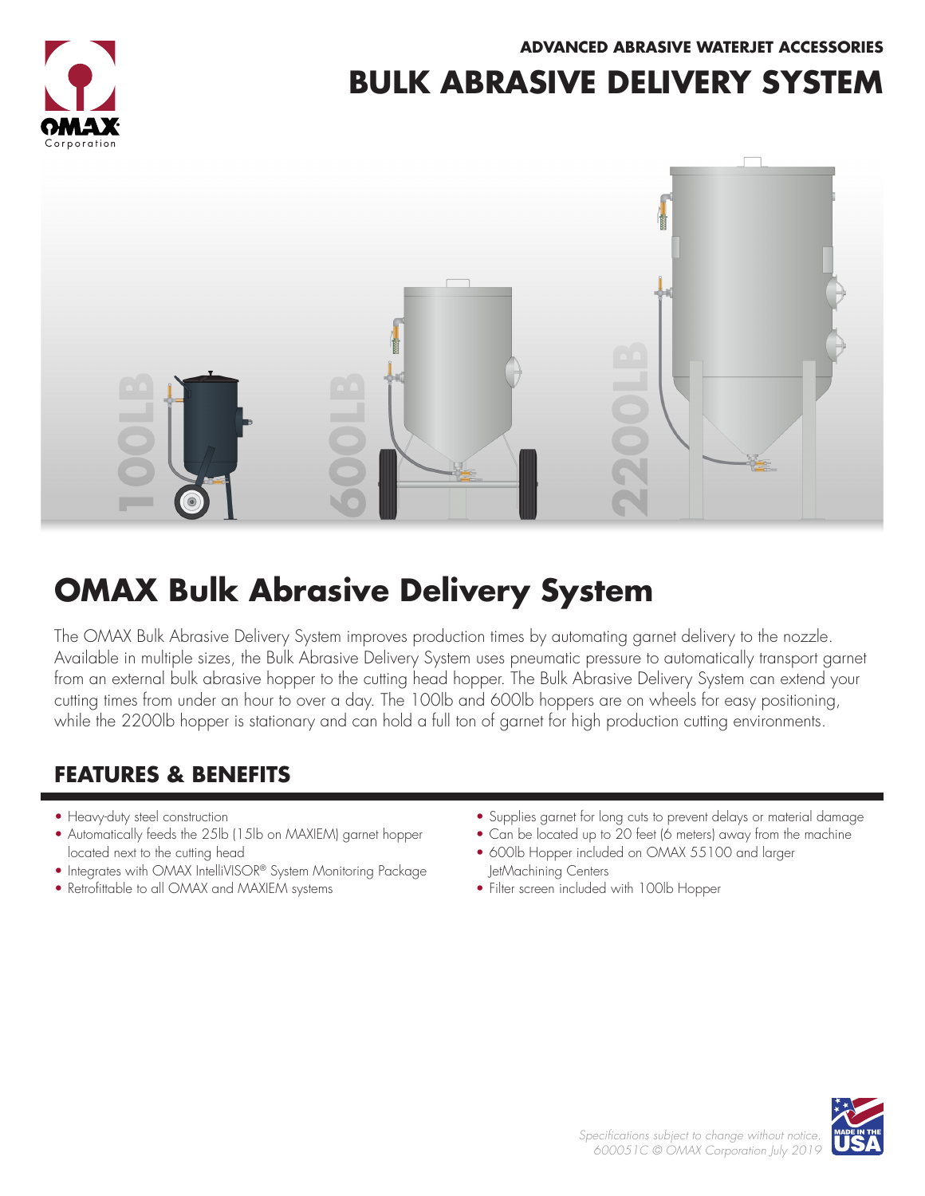ADVANCED ABRASIVE WATERJET ACCESSORIES

# BULK ABRASIVE DELIVERY SYSTEM

100LB 600LB 2200LB

## OMAX Bulk Abrasive Delivery System

The OMAX Bulk Abrasive Delivery System improves production times by automating garnet delivery to the nozzle. Available in multiple sizes, the Bulk Abrasive Delivery System uses pneumatic pressure to automatically transport garnet from an external bulk abrasive hopper to the cutting head hopper. The Bulk Abrasive Delivery System can extend your cutting times from under an hour to over a day. The 100lb and 600lb hoppers are on wheels for easy positioning, while the 2200lb hopper is stationary and can hold a full ton of garnet for high production cutting environments.

### FEATURES & BENEFITS

- Heavy-duty steel construction
- Automatically feeds the 25lb (15lb on MAXIEM) garnet hopper located next to the cutting head
- Integrates with OMAX IntelliVISOR® System Monitoring Package
- Retrofittable to all OMAX and MAXIEM systems
- Supplies garnet for long cuts to prevent delays or material damage
- Can be located up to 20 feet (6 meters) away from the machine
- 600lb Hopper included on OMAX 55100 and larger JetMachining Centers
- Filter screen included with 100lb Hopper

*Specifications subject to change without notice.*
*600051C © OMAX Corporation July 2019*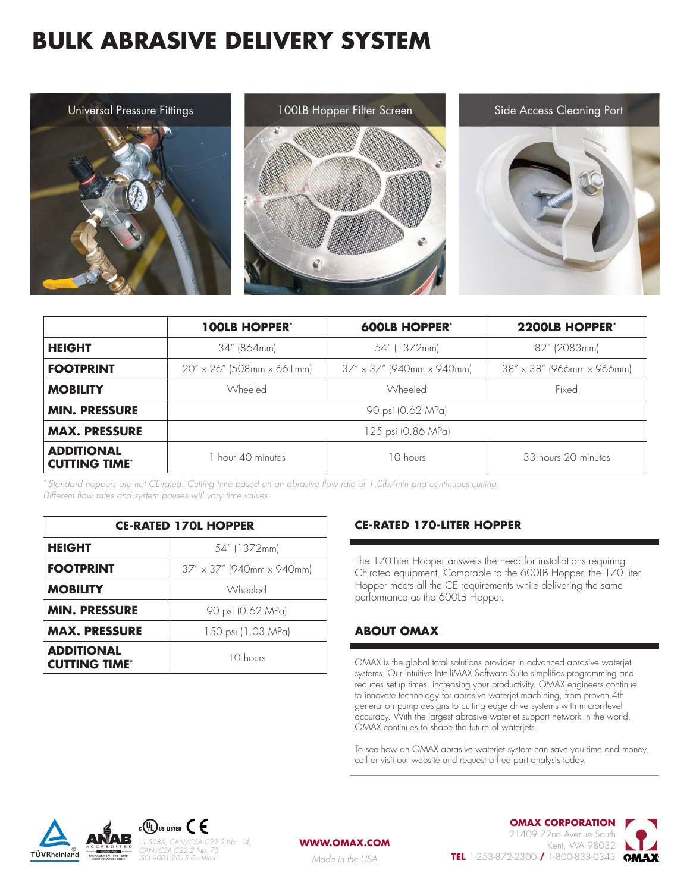# BULK ABRASIVE DELIVERY SYSTEM

Universal Pressure Fittings

100LB Hopper Filter Screen

Side Access Cleaning Port

| | 100LB HOPPER* | 600LB HOPPER* | 2200LB HOPPER* |
|---|---|---|---|
| **HEIGHT** | 34" (864mm) | 54" (1372mm) | 82" (2083mm) |
| **FOOTPRINT** | 20" x 26" (508mm x 661mm) | 37" x 37" (940mm x 940mm) | 38" x 38" (966mm x 966mm) |
| **MOBILITY** | Wheeled | Wheeled | Fixed |
| **MIN. PRESSURE** | 90 psi (0.62 MPa) | | |
| **MAX. PRESSURE** | 125 psi (0.86 MPa) | | |
| **ADDITIONAL CUTTING TIME*** | 1 hour 40 minutes | 10 hours | 33 hours 20 minutes |

*\* Standard hoppers are not CE-rated. Cutting time based on an abrasive flow rate of 1.0lb/min and continuous cutting. Different flow rates and system pauses will vary time values.*

| CE-RATED 170L HOPPER | |
|---|---|
| **HEIGHT** | 54" (1372mm) |
| **FOOTPRINT** | 37" x 37" (940mm x 940mm) |
| **MOBILITY** | Wheeled |
| **MIN. PRESSURE** | 90 psi (0.62 MPa) |
| **MAX. PRESSURE** | 150 psi (1.03 MPa) |
| **ADDITIONAL CUTTING TIME*** | 10 hours |

## CE-RATED 170-LITER HOPPER

The 170-Liter Hopper answers the need for installations requiring CE-rated equipment. Comprable to the 600LB Hopper, the 170-Liter Hopper meets all the CE requirements while delivering the same performance as the 600LB Hopper.

## ABOUT OMAX

OMAX is the global total solutions provider in advanced abrasive waterjet systems. Our intuitive IntelliMAX Software Suite simplifies programming and reduces setup times, increasing your productivity. OMAX engineers continue to innovate technology for abrasive waterjet machining, from proven 4th generation pump designs to cutting edge drive systems with micron-level accuracy. With the largest abrasive waterjet support network in the world, OMAX continues to shape the future of waterjets.

To see how an OMAX abrasive waterjet system can save you time and money, call or visit our website and request a free part analysis today.

*UL 508A, CAN/CSA C22.2 No. 14, CAN/CSA C22.2 No. 73*
*ISO 9001:2015 Certified*

**WWW.OMAX.COM**

*Made in the USA*

**OMAX CORPORATION**
21409 72nd Avenue South
Kent, WA 98032
**TEL** 1-253-872-2300 / 1-800-838-0343